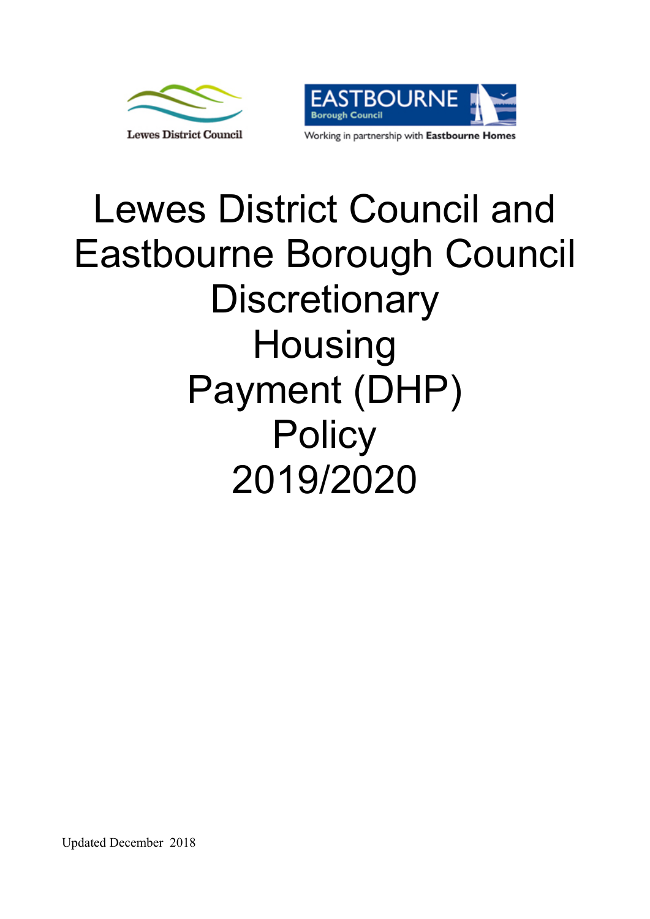Lewes District Council

EASTBOURNE Borough Council

Working in partnership with Eastbourne Homes

# Lewes District Council and Eastbourne Borough Council Discretionary Housing Payment (DHP) Policy 2019/2020

Updated December 2018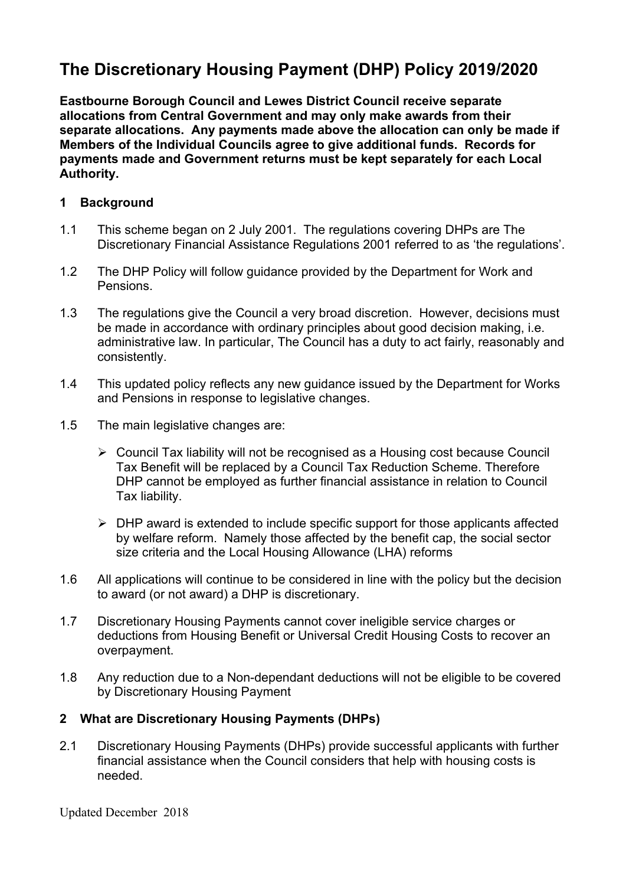# The Discretionary Housing Payment (DHP) Policy 2019/2020

**Eastbourne Borough Council and Lewes District Council receive separate allocations from Central Government and may only make awards from their separate allocations. Any payments made above the allocation can only be made if Members of the Individual Councils agree to give additional funds. Records for payments made and Government returns must be kept separately for each Local Authority.**

## 1 Background

1.1 This scheme began on 2 July 2001. The regulations covering DHPs are The Discretionary Financial Assistance Regulations 2001 referred to as 'the regulations'.

1.2 The DHP Policy will follow guidance provided by the Department for Work and Pensions.

1.3 The regulations give the Council a very broad discretion. However, decisions must be made in accordance with ordinary principles about good decision making, i.e. administrative law. In particular, The Council has a duty to act fairly, reasonably and consistently.

1.4 This updated policy reflects any new guidance issued by the Department for Works and Pensions in response to legislative changes.

1.5 The main legislative changes are:

- Council Tax liability will not be recognised as a Housing cost because Council Tax Benefit will be replaced by a Council Tax Reduction Scheme. Therefore DHP cannot be employed as further financial assistance in relation to Council Tax liability.
- DHP award is extended to include specific support for those applicants affected by welfare reform. Namely those affected by the benefit cap, the social sector size criteria and the Local Housing Allowance (LHA) reforms

1.6 All applications will continue to be considered in line with the policy but the decision to award (or not award) a DHP is discretionary.

1.7 Discretionary Housing Payments cannot cover ineligible service charges or deductions from Housing Benefit or Universal Credit Housing Costs to recover an overpayment.

1.8 Any reduction due to a Non-dependant deductions will not be eligible to be covered by Discretionary Housing Payment

## 2 What are Discretionary Housing Payments (DHPs)

2.1 Discretionary Housing Payments (DHPs) provide successful applicants with further financial assistance when the Council considers that help with housing costs is needed.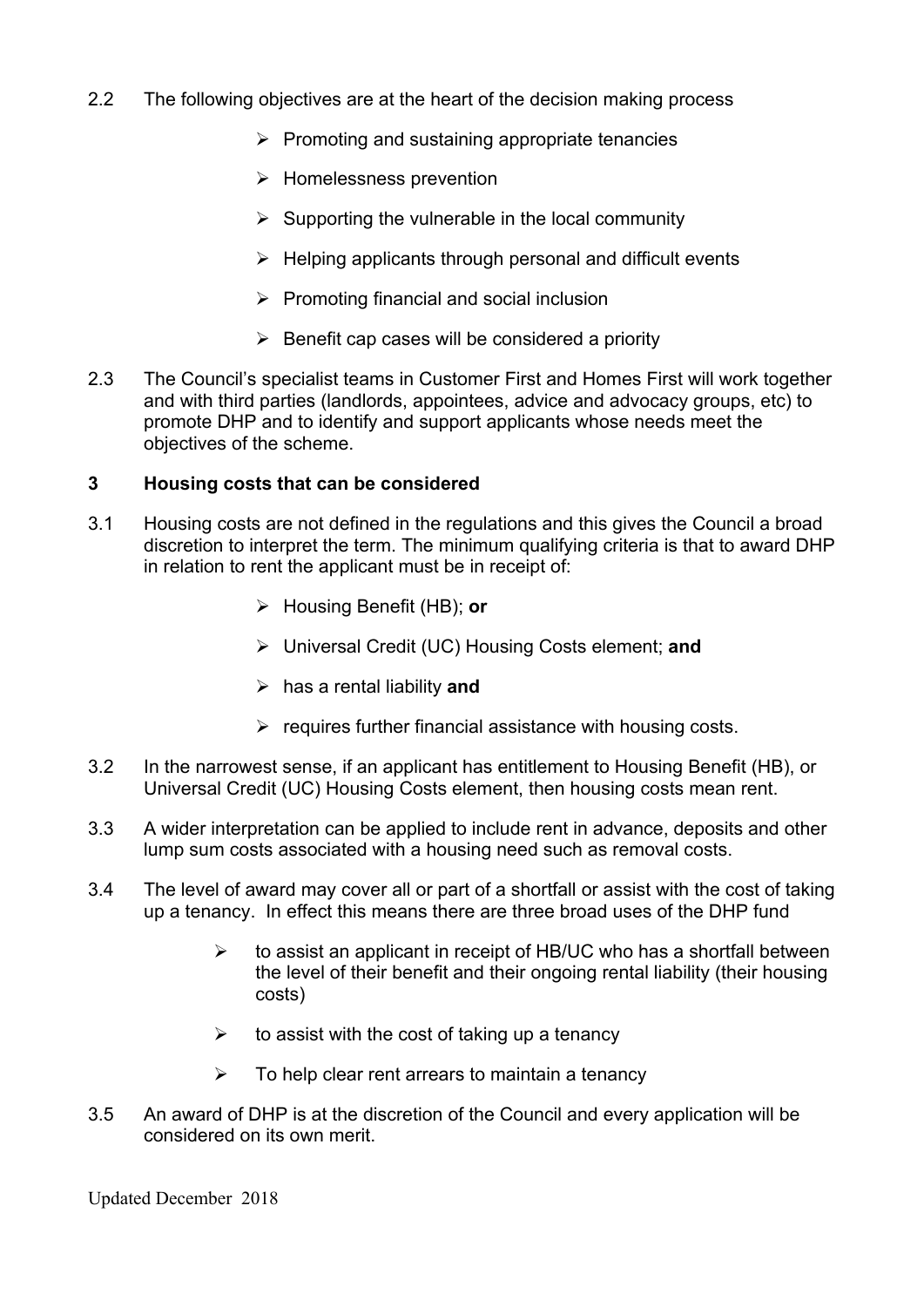2.2 The following objectives are at the heart of the decision making process

- Promoting and sustaining appropriate tenancies
- Homelessness prevention
- Supporting the vulnerable in the local community
- Helping applicants through personal and difficult events
- Promoting financial and social inclusion
- Benefit cap cases will be considered a priority

2.3 The Council's specialist teams in Customer First and Homes First will work together and with third parties (landlords, appointees, advice and advocacy groups, etc) to promote DHP and to identify and support applicants whose needs meet the objectives of the scheme.

## 3 Housing costs that can be considered

3.1 Housing costs are not defined in the regulations and this gives the Council a broad discretion to interpret the term. The minimum qualifying criteria is that to award DHP in relation to rent the applicant must be in receipt of:

- Housing Benefit (HB); **or**
- Universal Credit (UC) Housing Costs element; **and**
- has a rental liability **and**
- requires further financial assistance with housing costs.

3.2 In the narrowest sense, if an applicant has entitlement to Housing Benefit (HB), or Universal Credit (UC) Housing Costs element, then housing costs mean rent.

3.3 A wider interpretation can be applied to include rent in advance, deposits and other lump sum costs associated with a housing need such as removal costs.

3.4 The level of award may cover all or part of a shortfall or assist with the cost of taking up a tenancy. In effect this means there are three broad uses of the DHP fund

- to assist an applicant in receipt of HB/UC who has a shortfall between the level of their benefit and their ongoing rental liability (their housing costs)
- to assist with the cost of taking up a tenancy
- To help clear rent arrears to maintain a tenancy

3.5 An award of DHP is at the discretion of the Council and every application will be considered on its own merit.

Updated December 2018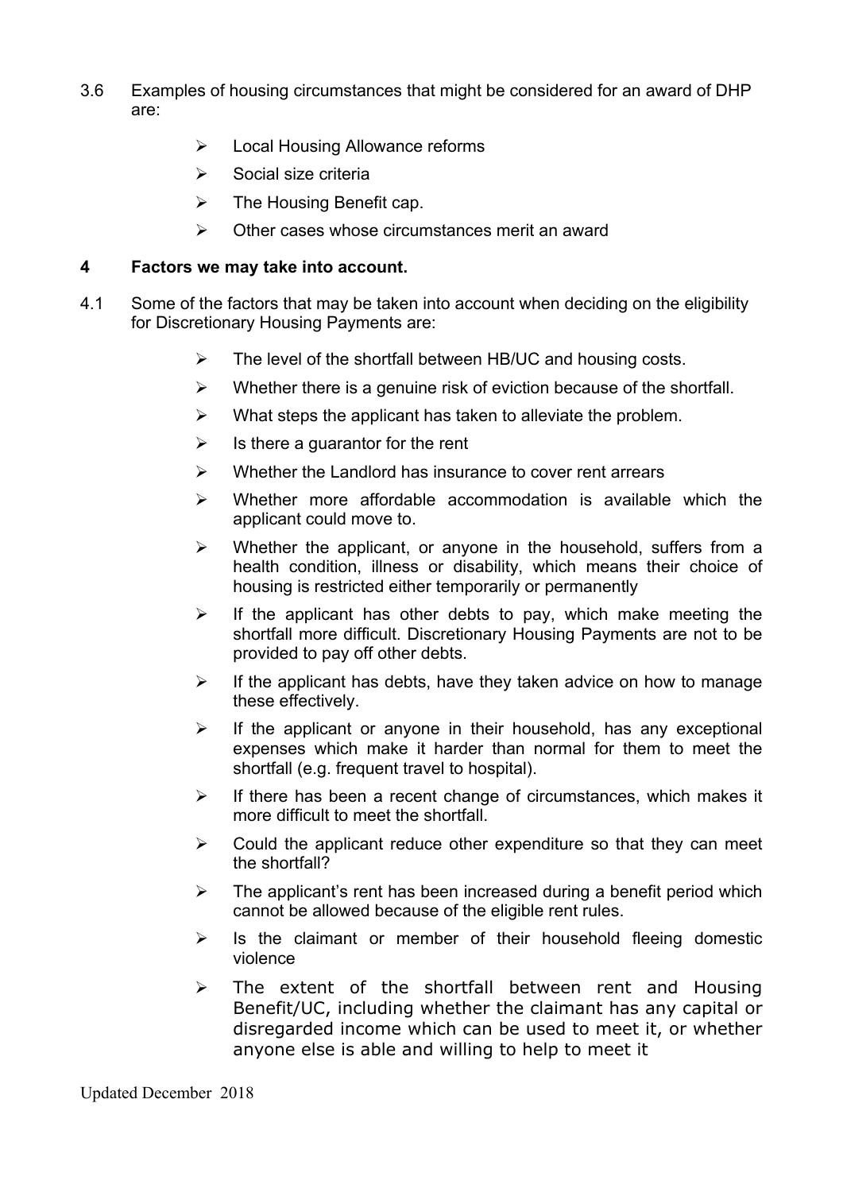3.6 Examples of housing circumstances that might be considered for an award of DHP are:

- Local Housing Allowance reforms
- Social size criteria
- The Housing Benefit cap.
- Other cases whose circumstances merit an award

## 4 Factors we may take into account.

4.1 Some of the factors that may be taken into account when deciding on the eligibility for Discretionary Housing Payments are:

- The level of the shortfall between HB/UC and housing costs.
- Whether there is a genuine risk of eviction because of the shortfall.
- What steps the applicant has taken to alleviate the problem.
- Is there a guarantor for the rent
- Whether the Landlord has insurance to cover rent arrears
- Whether more affordable accommodation is available which the applicant could move to.
- Whether the applicant, or anyone in the household, suffers from a health condition, illness or disability, which means their choice of housing is restricted either temporarily or permanently
- If the applicant has other debts to pay, which make meeting the shortfall more difficult. Discretionary Housing Payments are not to be provided to pay off other debts.
- If the applicant has debts, have they taken advice on how to manage these effectively.
- If the applicant or anyone in their household, has any exceptional expenses which make it harder than normal for them to meet the shortfall (e.g. frequent travel to hospital).
- If there has been a recent change of circumstances, which makes it more difficult to meet the shortfall.
- Could the applicant reduce other expenditure so that they can meet the shortfall?
- The applicant's rent has been increased during a benefit period which cannot be allowed because of the eligible rent rules.
- Is the claimant or member of their household fleeing domestic violence
- The extent of the shortfall between rent and Housing Benefit/UC, including whether the claimant has any capital or disregarded income which can be used to meet it, or whether anyone else is able and willing to help to meet it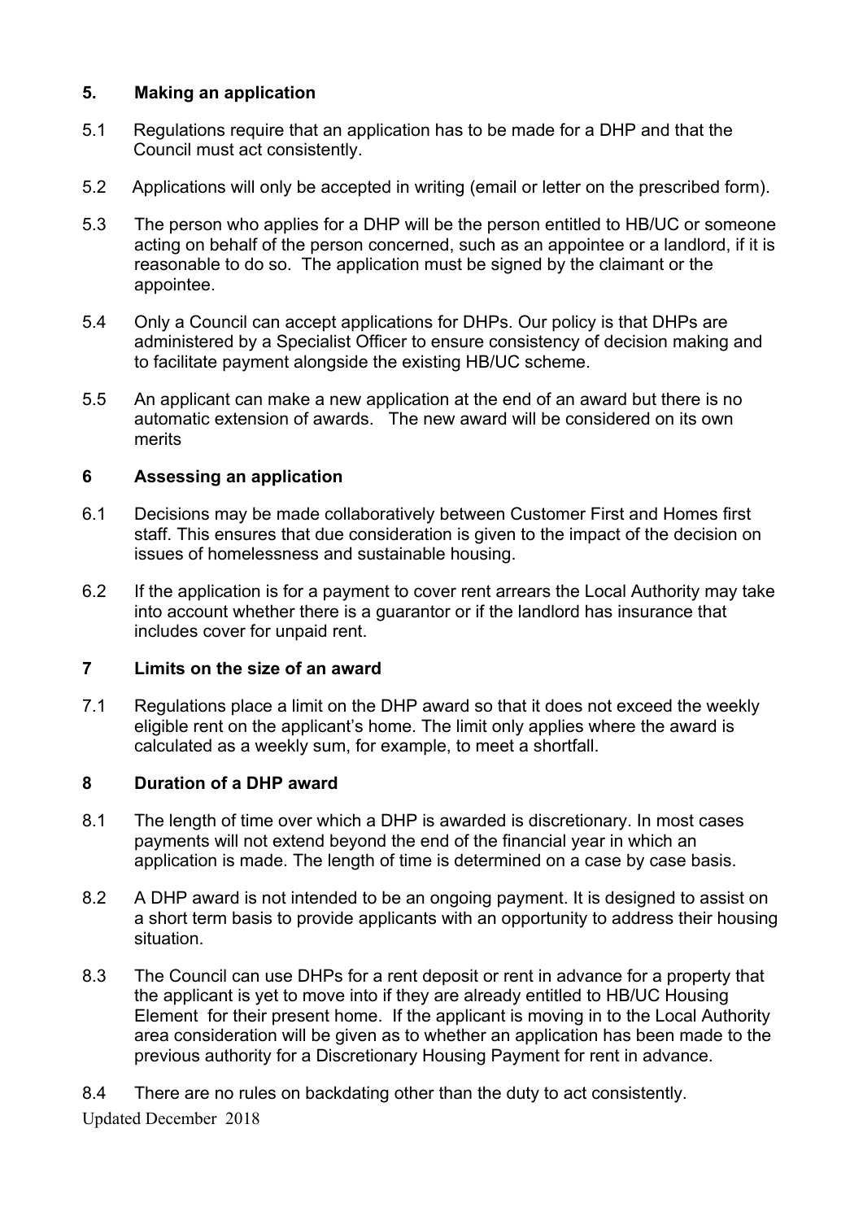## 5. Making an application

5.1 Regulations require that an application has to be made for a DHP and that the Council must act consistently.

5.2 Applications will only be accepted in writing (email or letter on the prescribed form).

5.3 The person who applies for a DHP will be the person entitled to HB/UC or someone acting on behalf of the person concerned, such as an appointee or a landlord, if it is reasonable to do so. The application must be signed by the claimant or the appointee.

5.4 Only a Council can accept applications for DHPs. Our policy is that DHPs are administered by a Specialist Officer to ensure consistency of decision making and to facilitate payment alongside the existing HB/UC scheme.

5.5 An applicant can make a new application at the end of an award but there is no automatic extension of awards. The new award will be considered on its own merits

## 6 Assessing an application

6.1 Decisions may be made collaboratively between Customer First and Homes first staff. This ensures that due consideration is given to the impact of the decision on issues of homelessness and sustainable housing.

6.2 If the application is for a payment to cover rent arrears the Local Authority may take into account whether there is a guarantor or if the landlord has insurance that includes cover for unpaid rent.

## 7 Limits on the size of an award

7.1 Regulations place a limit on the DHP award so that it does not exceed the weekly eligible rent on the applicant's home. The limit only applies where the award is calculated as a weekly sum, for example, to meet a shortfall.

## 8 Duration of a DHP award

8.1 The length of time over which a DHP is awarded is discretionary. In most cases payments will not extend beyond the end of the financial year in which an application is made. The length of time is determined on a case by case basis.

8.2 A DHP award is not intended to be an ongoing payment. It is designed to assist on a short term basis to provide applicants with an opportunity to address their housing situation.

8.3 The Council can use DHPs for a rent deposit or rent in advance for a property that the applicant is yet to move into if they are already entitled to HB/UC Housing Element for their present home. If the applicant is moving in to the Local Authority area consideration will be given as to whether an application has been made to the previous authority for a Discretionary Housing Payment for rent in advance.

8.4 There are no rules on backdating other than the duty to act consistently.

Updated December 2018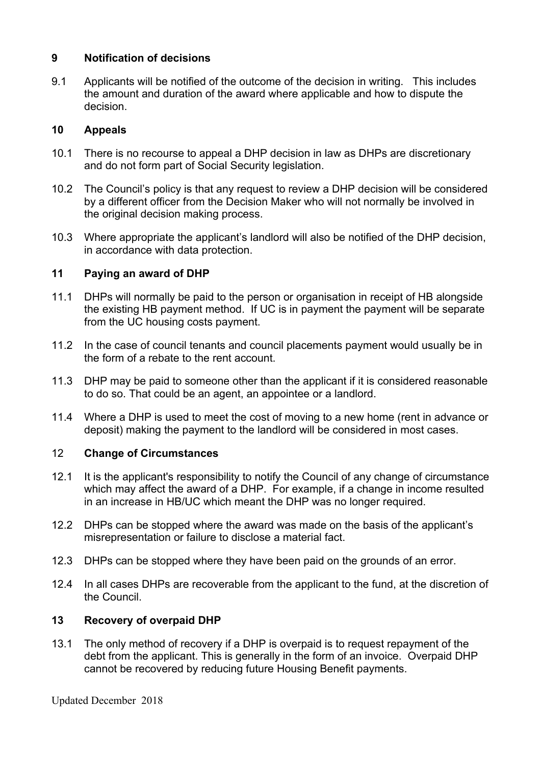## 9 Notification of decisions

9.1 Applicants will be notified of the outcome of the decision in writing. This includes the amount and duration of the award where applicable and how to dispute the decision.

## 10 Appeals

10.1 There is no recourse to appeal a DHP decision in law as DHPs are discretionary and do not form part of Social Security legislation.

10.2 The Council's policy is that any request to review a DHP decision will be considered by a different officer from the Decision Maker who will not normally be involved in the original decision making process.

10.3 Where appropriate the applicant's landlord will also be notified of the DHP decision, in accordance with data protection.

## 11 Paying an award of DHP

11.1 DHPs will normally be paid to the person or organisation in receipt of HB alongside the existing HB payment method. If UC is in payment the payment will be separate from the UC housing costs payment.

11.2 In the case of council tenants and council placements payment would usually be in the form of a rebate to the rent account.

11.3 DHP may be paid to someone other than the applicant if it is considered reasonable to do so. That could be an agent, an appointee or a landlord.

11.4 Where a DHP is used to meet the cost of moving to a new home (rent in advance or deposit) making the payment to the landlord will be considered in most cases.

## 12 Change of Circumstances

12.1 It is the applicant's responsibility to notify the Council of any change of circumstance which may affect the award of a DHP. For example, if a change in income resulted in an increase in HB/UC which meant the DHP was no longer required.

12.2 DHPs can be stopped where the award was made on the basis of the applicant's misrepresentation or failure to disclose a material fact.

12.3 DHPs can be stopped where they have been paid on the grounds of an error.

12.4 In all cases DHPs are recoverable from the applicant to the fund, at the discretion of the Council.

## 13 Recovery of overpaid DHP

13.1 The only method of recovery if a DHP is overpaid is to request repayment of the debt from the applicant. This is generally in the form of an invoice. Overpaid DHP cannot be recovered by reducing future Housing Benefit payments.

Updated December 2018